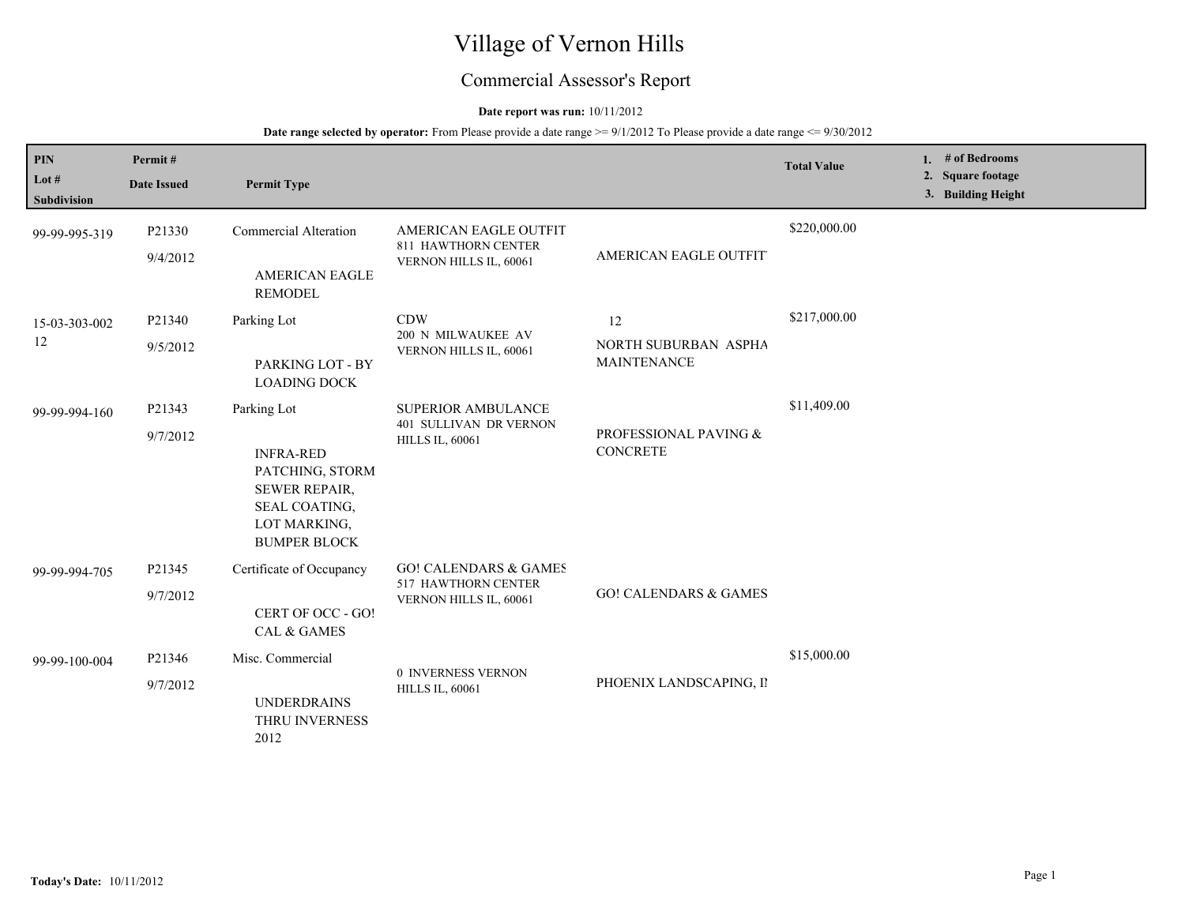# Village of Vernon Hills

## Commercial Assessor's Report

**Date report was run:** 10/11/2012

**Date range selected by operator:** From Please provide a date range >= 9/1/2012 To Please provide a date range <= 9/30/2012

| PIN<br>Lot #<br>Subdivision | Permit #<br>Date Issued | Permit Type | | | Total Value | 1. # of Bedrooms<br>2. Square footage<br>3. Building Height |
|---|---|---|---|---|---|---|
| 99-99-995-319 | P21330<br>9/4/2012 | Commercial Alteration<br>AMERICAN EAGLE REMODEL | AMERICAN EAGLE OUTFIT<br>811 HAWTHORN CENTER<br>VERNON HILLS IL, 60061 | AMERICAN EAGLE OUTFIT | $220,000.00 | |
| 15-03-303-002<br>12 | P21340<br>9/5/2012 | Parking Lot<br>PARKING LOT - BY LOADING DOCK | CDW<br>200 N MILWAUKEE AV<br>VERNON HILLS IL, 60061 | 12<br>NORTH SUBURBAN ASPHA MAINTENANCE | $217,000.00 | |
| 99-99-994-160 | P21343<br>9/7/2012 | Parking Lot<br>INFRA-RED PATCHING, STORM SEWER REPAIR, SEAL COATING, LOT MARKING, BUMPER BLOCK | SUPERIOR AMBULANCE<br>401 SULLIVAN DR VERNON HILLS IL, 60061 | PROFESSIONAL PAVING & CONCRETE | $11,409.00 | |
| 99-99-994-705 | P21345<br>9/7/2012 | Certificate of Occupancy<br>CERT OF OCC - GO! CAL & GAMES | GO! CALENDARS & GAMES<br>517 HAWTHORN CENTER<br>VERNON HILLS IL, 60061 | GO! CALENDARS & GAMES | | |
| 99-99-100-004 | P21346<br>9/7/2012 | Misc. Commercial<br>UNDERDRAINS THRU INVERNESS 2012 | 0 INVERNESS VERNON HILLS IL, 60061 | PHOENIX LANDSCAPING, IN | $15,000.00 | |

**Today's Date:** 10/11/2012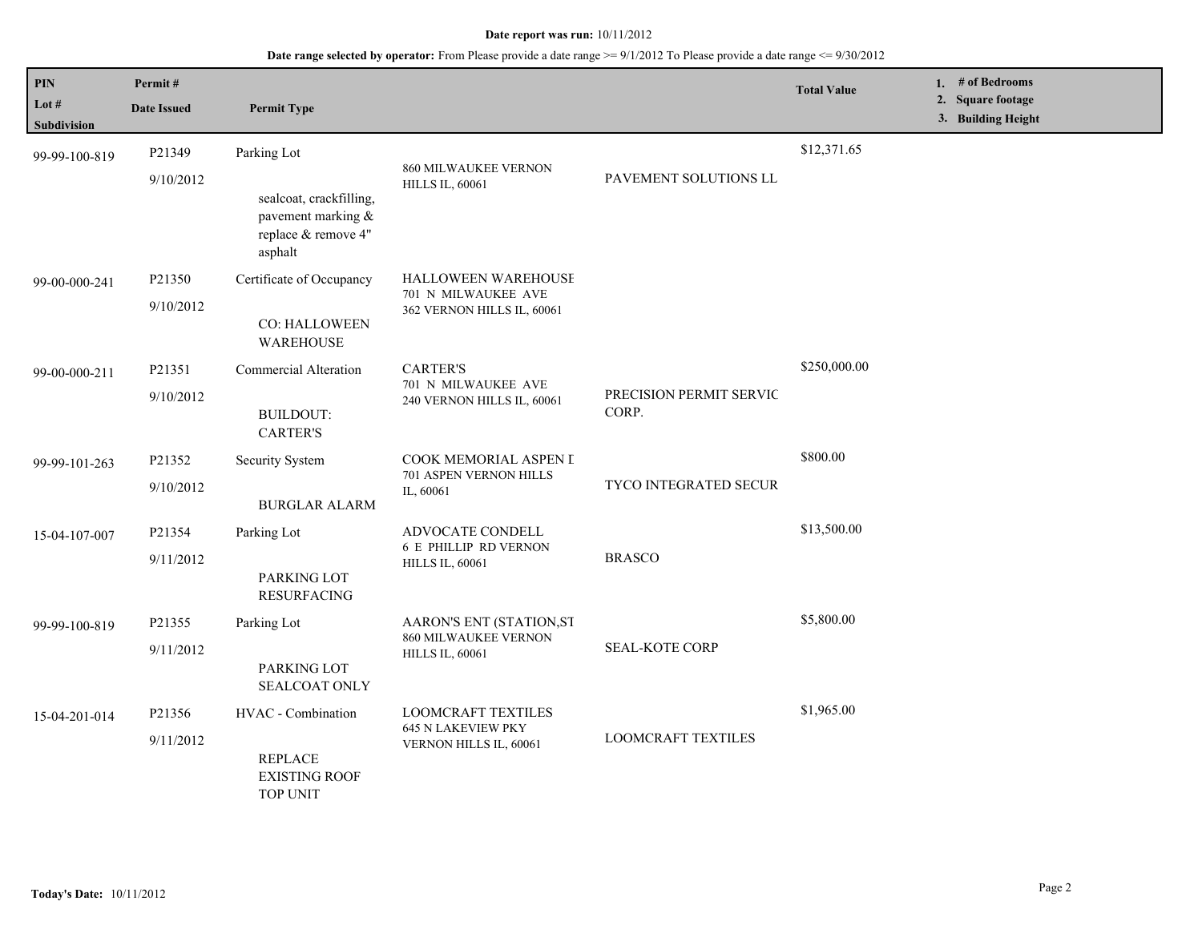**Date report was run:** 10/11/2012

**Date range selected by operator:** From Please provide a date range >= 9/1/2012 To Please provide a date range <= 9/30/2012

| PIN / Lot # / Subdivision | Permit # / Date Issued | Permit Type | | | Total Value | 1. # of Bedrooms 2. Square footage 3. Building Height |
|---|---|---|---|---|---|---|
| 99-99-100-819 | P21349 9/10/2012 | Parking Lot<br>sealcoat, crackfilling, pavement marking & replace & remove 4" asphalt | 860 MILWAUKEE VERNON HILLS IL, 60061 | PAVEMENT SOLUTIONS LL | $12,371.65 | |
| 99-00-000-241 | P21350 9/10/2012 | Certificate of Occupancy<br>CO: HALLOWEEN WAREHOUSE | HALLOWEEN WAREHOUSE 701 N MILWAUKEE AVE 362 VERNON HILLS IL, 60061 | | | |
| 99-00-000-211 | P21351 9/10/2012 | Commercial Alteration<br>BUILDOUT: CARTER'S | CARTER'S 701 N MILWAUKEE AVE 240 VERNON HILLS IL, 60061 | PRECISION PERMIT SERVIC CORP. | $250,000.00 | |
| 99-99-101-263 | P21352 9/10/2012 | Security System<br>BURGLAR ALARM | COOK MEMORIAL ASPEN L 701 ASPEN VERNON HILLS IL, 60061 | TYCO INTEGRATED SECUR | $800.00 | |
| 15-04-107-007 | P21354 9/11/2012 | Parking Lot<br>PARKING LOT RESURFACING | ADVOCATE CONDELL 6 E PHILLIP RD VERNON HILLS IL, 60061 | BRASCO | $13,500.00 | |
| 99-99-100-819 | P21355 9/11/2012 | Parking Lot<br>PARKING LOT SEALCOAT ONLY | AARON'S ENT (STATION,ST 860 MILWAUKEE VERNON HILLS IL, 60061 | SEAL-KOTE CORP | $5,800.00 | |
| 15-04-201-014 | P21356 9/11/2012 | HVAC - Combination<br>REPLACE EXISTING ROOF TOP UNIT | LOOMCRAFT TEXTILES 645 N LAKEVIEW PKY VERNON HILLS IL, 60061 | LOOMCRAFT TEXTILES | $1,965.00 | |

**Today's Date:** 10/11/2012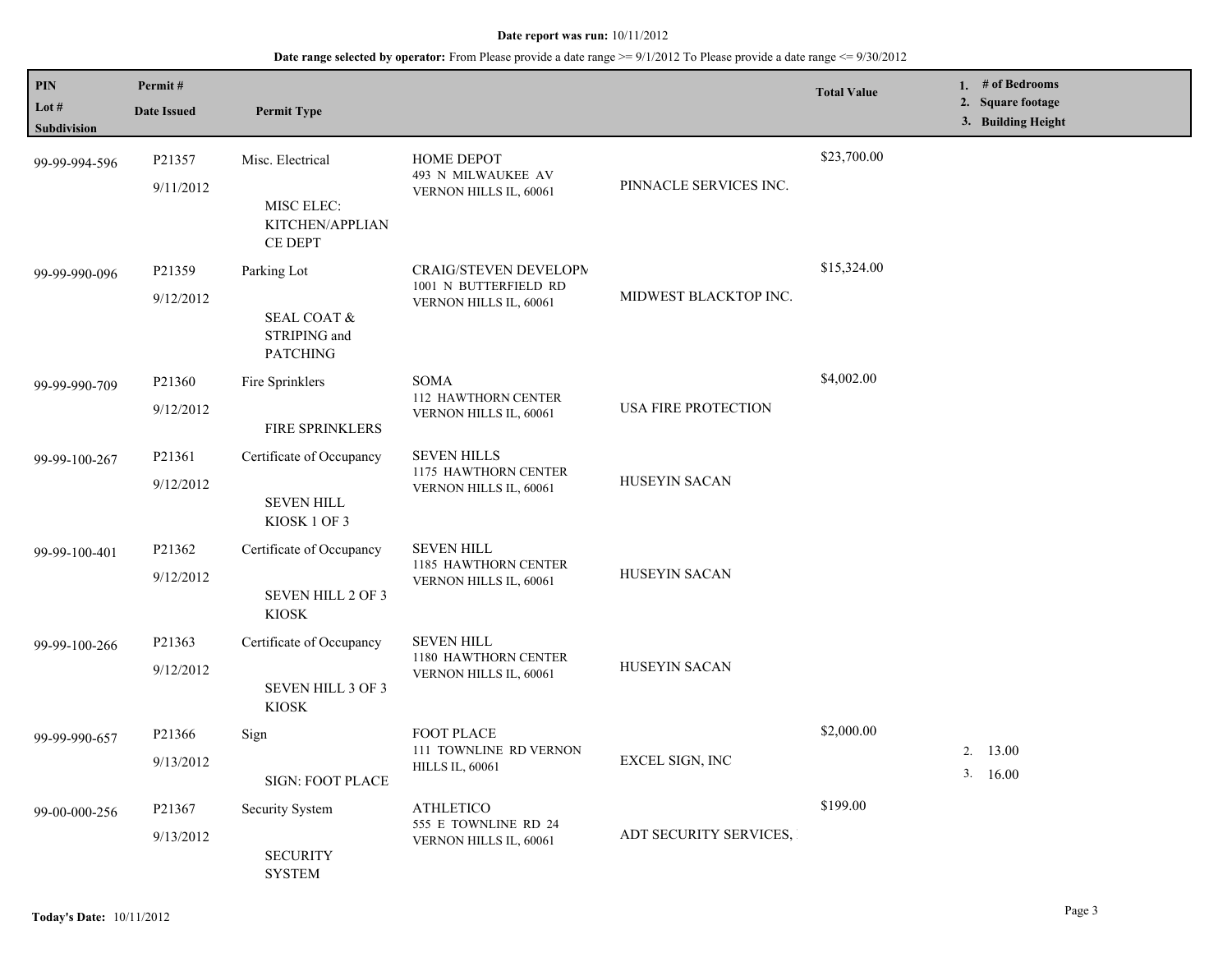**Date report was run:** 10/11/2012

**Date range selected by operator:** From Please provide a date range >= 9/1/2012 To Please provide a date range <= 9/30/2012

| PIN / Lot # / Subdivision | Permit # / Date Issued | Permit Type | | | Total Value | 1. # of Bedrooms 2. Square footage 3. Building Height |
|---|---|---|---|---|---|---|
| 99-99-994-596 | P21357 9/11/2012 | Misc. Electrical<br>MISC ELEC: KITCHEN/APPLIAN CE DEPT | HOME DEPOT<br>493 N MILWAUKEE AV<br>VERNON HILLS IL, 60061 | PINNACLE SERVICES INC. | $23,700.00 | |
| 99-99-990-096 | P21359 9/12/2012 | Parking Lot<br>SEAL COAT & STRIPING and PATCHING | CRAIG/STEVEN DEVELOPM<br>1001 N BUTTERFIELD RD<br>VERNON HILLS IL, 60061 | MIDWEST BLACKTOP INC. | $15,324.00 | |
| 99-99-990-709 | P21360 9/12/2012 | Fire Sprinklers<br>FIRE SPRINKLERS | SOMA<br>112 HAWTHORN CENTER<br>VERNON HILLS IL, 60061 | USA FIRE PROTECTION | $4,002.00 | |
| 99-99-100-267 | P21361 9/12/2012 | Certificate of Occupancy<br>SEVEN HILL KIOSK 1 OF 3 | SEVEN HILLS<br>1175 HAWTHORN CENTER<br>VERNON HILLS IL, 60061 | HUSEYIN SACAN | | |
| 99-99-100-401 | P21362 9/12/2012 | Certificate of Occupancy<br>SEVEN HILL 2 OF 3 KIOSK | SEVEN HILL<br>1185 HAWTHORN CENTER<br>VERNON HILLS IL, 60061 | HUSEYIN SACAN | | |
| 99-99-100-266 | P21363 9/12/2012 | Certificate of Occupancy<br>SEVEN HILL 3 OF 3 KIOSK | SEVEN HILL<br>1180 HAWTHORN CENTER<br>VERNON HILLS IL, 60061 | HUSEYIN SACAN | | |
| 99-99-990-657 | P21366 9/13/2012 | Sign<br>SIGN: FOOT PLACE | FOOT PLACE<br>111 TOWNLINE RD VERNON HILLS IL, 60061 | EXCEL SIGN, INC | $2,000.00 | 2. 13.00<br>3. 16.00 |
| 99-00-000-256 | P21367 9/13/2012 | Security System<br>SECURITY SYSTEM | ATHLETICO<br>555 E TOWNLINE RD 24<br>VERNON HILLS IL, 60061 | ADT SECURITY SERVICES, | $199.00 | |

**Today's Date:** 10/11/2012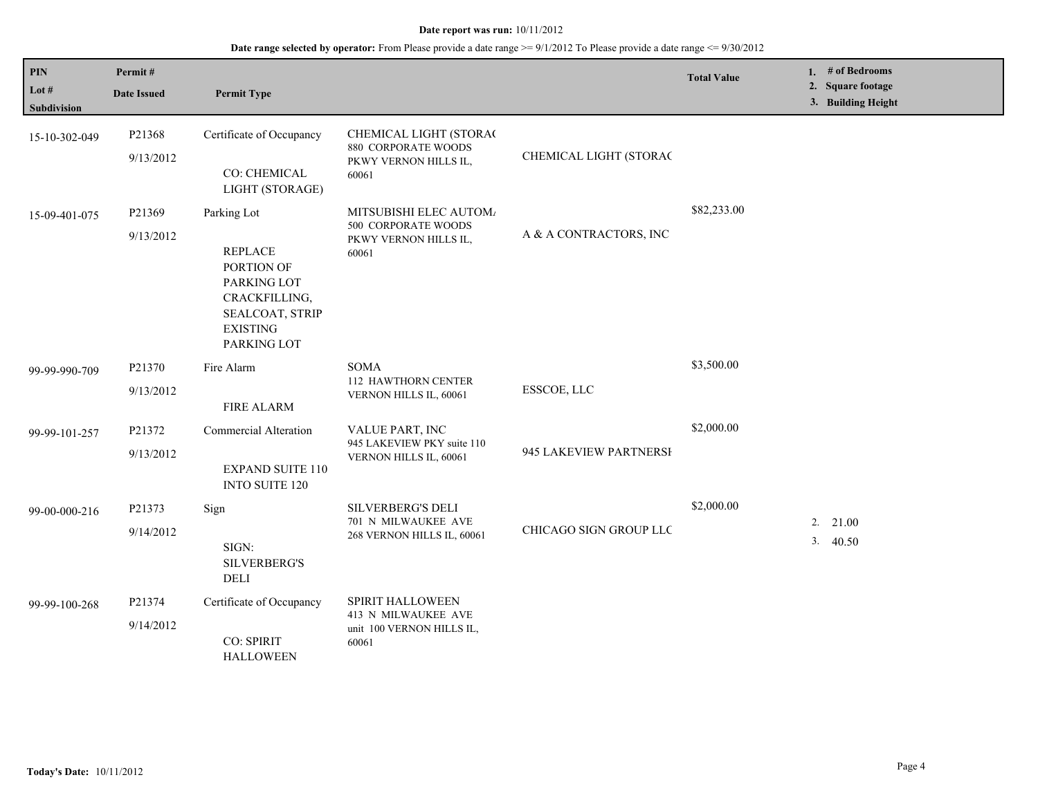**Date report was run:** 10/11/2012

**Date range selected by operator:** From Please provide a date range >= 9/1/2012 To Please provide a date range <= 9/30/2012

| PIN / Lot # / Subdivision | Permit # / Date Issued | Permit Type | | | Total Value | 1. # of Bedrooms 2. Square footage 3. Building Height |
|---|---|---|---|---|---|---|
| 15-10-302-049 | P21368 9/13/2012 | Certificate of Occupancy CO: CHEMICAL LIGHT (STORAGE) | CHEMICAL LIGHT (STORAC 880 CORPORATE WOODS PKWY VERNON HILLS IL, 60061 | CHEMICAL LIGHT (STORAC | | |
| 15-09-401-075 | P21369 9/13/2012 | Parking Lot REPLACE PORTION OF PARKING LOT CRACKFILLING, SEALCOAT, STRIP EXISTING PARKING LOT | MITSUBISHI ELEC AUTOM/ 500 CORPORATE WOODS PKWY VERNON HILLS IL, 60061 | A & A CONTRACTORS, INC | $82,233.00 | |
| 99-99-990-709 | P21370 9/13/2012 | Fire Alarm FIRE ALARM | SOMA 112 HAWTHORN CENTER VERNON HILLS IL, 60061 | ESSCOE, LLC | $3,500.00 | |
| 99-99-101-257 | P21372 9/13/2012 | Commercial Alteration EXPAND SUITE 110 INTO SUITE 120 | VALUE PART, INC 945 LAKEVIEW PKY suite 110 VERNON HILLS IL, 60061 | 945 LAKEVIEW PARTNERSH | $2,000.00 | |
| 99-00-000-216 | P21373 9/14/2012 | Sign SIGN: SILVERBERG'S DELI | SILVERBERG'S DELI 701 N MILWAUKEE AVE 268 VERNON HILLS IL, 60061 | CHICAGO SIGN GROUP LLC | $2,000.00 | 2. 21.00 3. 40.50 |
| 99-99-100-268 | P21374 9/14/2012 | Certificate of Occupancy CO: SPIRIT HALLOWEEN | SPIRIT HALLOWEEN 413 N MILWAUKEE AVE unit 100 VERNON HILLS IL, 60061 | | | |

**Today's Date:** 10/11/2012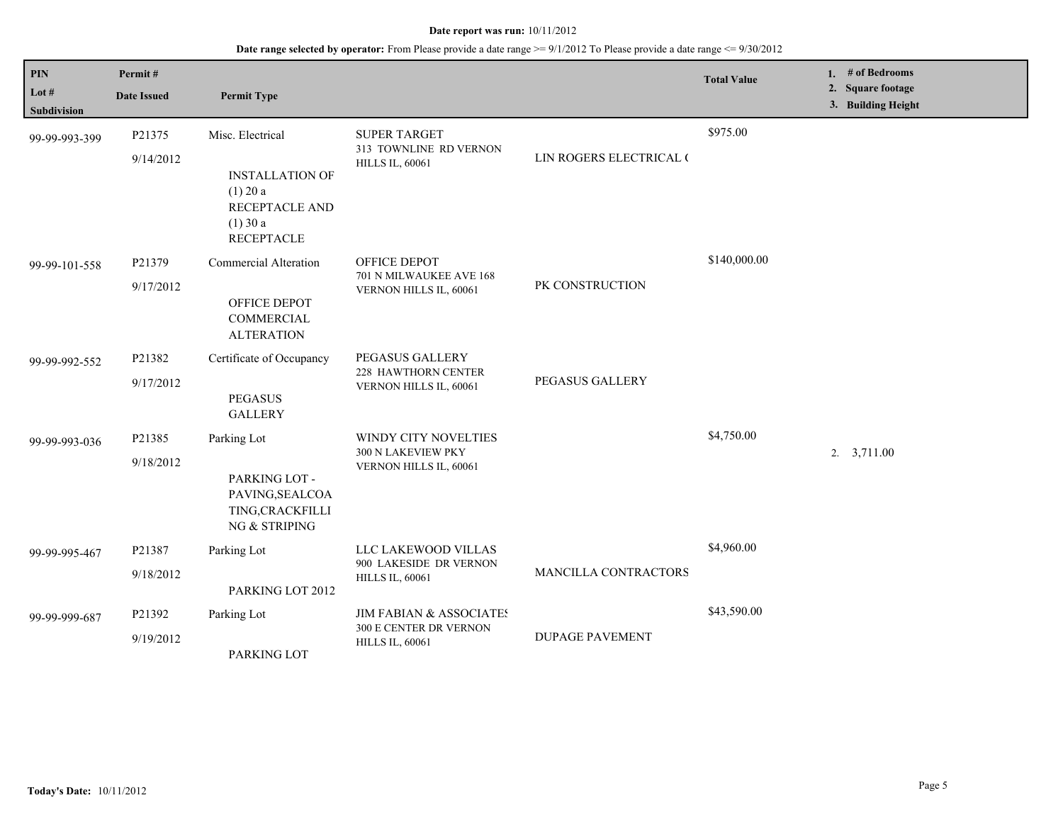**Date report was run:** 10/11/2012

**Date range selected by operator:** From Please provide a date range >= 9/1/2012 To Please provide a date range <= 9/30/2012

| PIN / Lot # / Subdivision | Permit # / Date Issued | Permit Type | | | Total Value | 1. # of Bedrooms 2. Square footage 3. Building Height |
|---|---|---|---|---|---|---|
| 99-99-993-399 | P21375 9/14/2012 | Misc. Electrical INSTALLATION OF (1) 20 a RECEPTACLE AND (1) 30 a RECEPTACLE | SUPER TARGET 313 TOWNLINE RD VERNON HILLS IL, 60061 | LIN ROGERS ELECTRICAL ( | $975.00 | |
| 99-99-101-558 | P21379 9/17/2012 | Commercial Alteration OFFICE DEPOT COMMERCIAL ALTERATION | OFFICE DEPOT 701 N MILWAUKEE AVE 168 VERNON HILLS IL, 60061 | PK CONSTRUCTION | $140,000.00 | |
| 99-99-992-552 | P21382 9/17/2012 | Certificate of Occupancy PEGASUS GALLERY | PEGASUS GALLERY 228 HAWTHORN CENTER VERNON HILLS IL, 60061 | PEGASUS GALLERY | | |
| 99-99-993-036 | P21385 9/18/2012 | Parking Lot PARKING LOT - PAVING,SEALCOATING,CRACKFILLING & STRIPING | WINDY CITY NOVELTIES 300 N LAKEVIEW PKY VERNON HILLS IL, 60061 | | $4,750.00 | 2. 3,711.00 |
| 99-99-995-467 | P21387 9/18/2012 | Parking Lot PARKING LOT 2012 | LLC LAKEWOOD VILLAS 900 LAKESIDE DR VERNON HILLS IL, 60061 | MANCILLA CONTRACTORS | $4,960.00 | |
| 99-99-999-687 | P21392 9/19/2012 | Parking Lot PARKING LOT | JIM FABIAN & ASSOCIATES 300 E CENTER DR VERNON HILLS IL, 60061 | DUPAGE PAVEMENT | $43,590.00 | |

**Today's Date:** 10/11/2012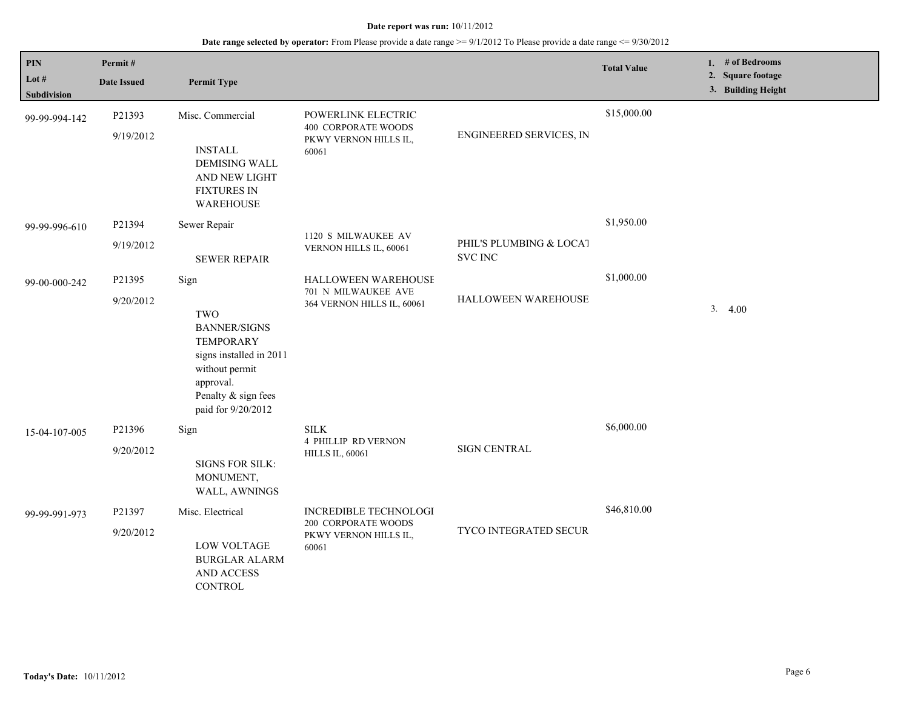**Date report was run:** 10/11/2012

**Date range selected by operator:** From Please provide a date range >= 9/1/2012 To Please provide a date range <= 9/30/2012

| PIN / Lot # / Subdivision | Permit # / Date Issued | Permit Type | | | Total Value | 1. # of Bedrooms 2. Square footage 3. Building Height |
|---|---|---|---|---|---|---|
| 99-99-994-142 | P21393 9/19/2012 | Misc. Commercial INSTALL DEMISING WALL AND NEW LIGHT FIXTURES IN WAREHOUSE | POWERLINK ELECTRIC 400 CORPORATE WOODS PKWY VERNON HILLS IL, 60061 | ENGINEERED SERVICES, IN | $15,000.00 | |
| 99-99-996-610 | P21394 9/19/2012 | Sewer Repair SEWER REPAIR | 1120 S MILWAUKEE AV VERNON HILLS IL, 60061 | PHIL'S PLUMBING & LOCAT SVC INC | $1,950.00 | |
| 99-00-000-242 | P21395 9/20/2012 | Sign TWO BANNER/SIGNS TEMPORARY signs installed in 2011 without permit approval. Penalty & sign fees paid for 9/20/2012 | HALLOWEEN WAREHOUSE 701 N MILWAUKEE AVE 364 VERNON HILLS IL, 60061 | HALLOWEEN WAREHOUSE | $1,000.00 | 3. 4.00 |
| 15-04-107-005 | P21396 9/20/2012 | Sign SIGNS FOR SILK: MONUMENT, WALL, AWNINGS | SILK 4 PHILLIP RD VERNON HILLS IL, 60061 | SIGN CENTRAL | $6,000.00 | |
| 99-99-991-973 | P21397 9/20/2012 | Misc. Electrical LOW VOLTAGE BURGLAR ALARM AND ACCESS CONTROL | INCREDIBLE TECHNOLOGI 200 CORPORATE WOODS PKWY VERNON HILLS IL, 60061 | TYCO INTEGRATED SECUR | $46,810.00 | |

**Today's Date:** 10/11/2012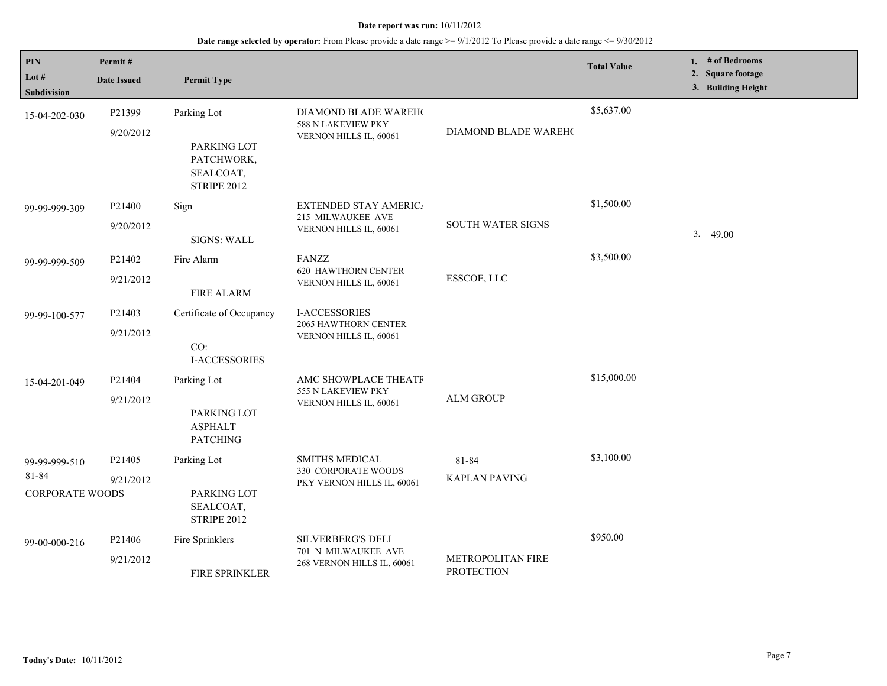**Date report was run:** 10/11/2012

**Date range selected by operator:** From Please provide a date range >= 9/1/2012 To Please provide a date range <= 9/30/2012

| PIN<br>Lot #<br>Subdivision | Permit #<br>Date Issued | Permit Type | | | Total Value | 1. # of Bedrooms<br>2. Square footage<br>3. Building Height |
|---|---|---|---|---|---|---|
| 15-04-202-030 | P21399<br>9/20/2012 | Parking Lot<br><br>PARKING LOT PATCHWORK, SEALCOAT, STRIPE 2012 | DIAMOND BLADE WAREHO<br>588 N LAKEVIEW PKY<br>VERNON HILLS IL, 60061 | DIAMOND BLADE WAREHO | $5,637.00 | |
| 99-99-999-309 | P21400<br>9/20/2012 | Sign<br><br>SIGNS: WALL | EXTENDED STAY AMERICA<br>215 MILWAUKEE AVE<br>VERNON HILLS IL, 60061 | SOUTH WATER SIGNS | $1,500.00 | 3. 49.00 |
| 99-99-999-509 | P21402<br>9/21/2012 | Fire Alarm<br><br>FIRE ALARM | FANZZ<br>620 HAWTHORN CENTER<br>VERNON HILLS IL, 60061 | ESSCOE, LLC | $3,500.00 | |
| 99-99-100-577 | P21403<br>9/21/2012 | Certificate of Occupancy<br><br>CO: I-ACCESSORIES | I-ACCESSORIES<br>2065 HAWTHORN CENTER<br>VERNON HILLS IL, 60061 | | | |
| 15-04-201-049 | P21404<br>9/21/2012 | Parking Lot<br><br>PARKING LOT ASPHALT PATCHING | AMC SHOWPLACE THEATR<br>555 N LAKEVIEW PKY<br>VERNON HILLS IL, 60061 | ALM GROUP | $15,000.00 | |
| 99-99-999-510<br>81-84<br>CORPORATE WOODS | P21405<br>9/21/2012 | Parking Lot<br><br>PARKING LOT SEALCOAT, STRIPE 2012 | SMITHS MEDICAL<br>330 CORPORATE WOODS PKY VERNON HILLS IL, 60061 | 81-84<br>KAPLAN PAVING | $3,100.00 | |
| 99-00-000-216 | P21406<br>9/21/2012 | Fire Sprinklers<br><br>FIRE SPRINKLER | SILVERBERG'S DELI<br>701 N MILWAUKEE AVE<br>268 VERNON HILLS IL, 60061 | METROPOLITAN FIRE PROTECTION | $950.00 | |

**Today's Date:** 10/11/2012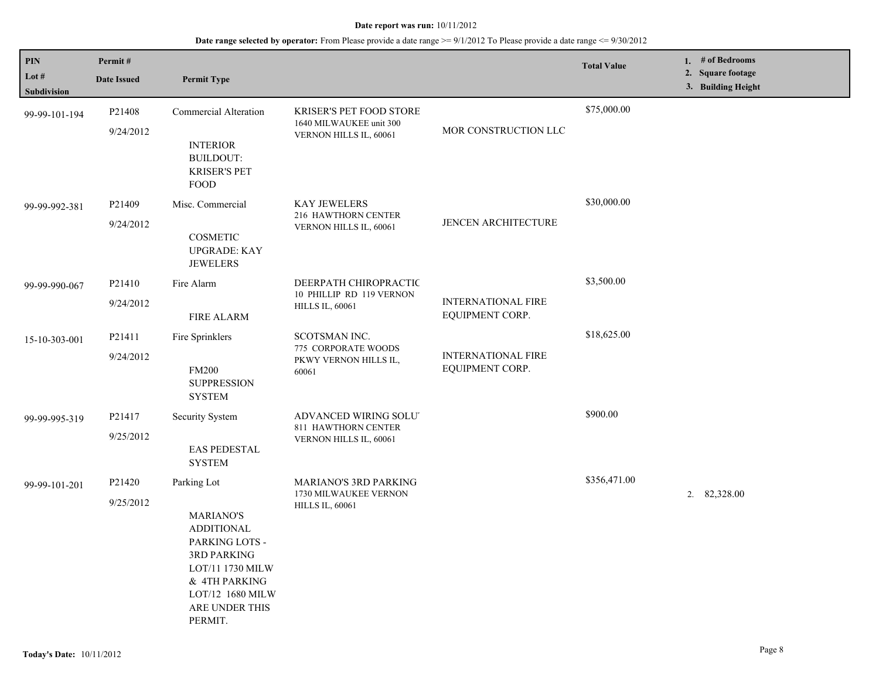**Date report was run:** 10/11/2012

**Date range selected by operator:** From Please provide a date range >= 9/1/2012 To Please provide a date range <= 9/30/2012

| PIN / Lot # / Subdivision | Permit # / Date Issued | Permit Type | | | Total Value | 1. # of Bedrooms 2. Square footage 3. Building Height |
|---|---|---|---|---|---|---|
| 99-99-101-194 | P21408 9/24/2012 | Commercial Alteration INTERIOR BUILDOUT: KRISER'S PET FOOD | KRISER'S PET FOOD STORE 1640 MILWAUKEE unit 300 VERNON HILLS IL, 60061 | MOR CONSTRUCTION LLC | $75,000.00 | |
| 99-99-992-381 | P21409 9/24/2012 | Misc. Commercial COSMETIC UPGRADE: KAY JEWELERS | KAY JEWELERS 216 HAWTHORN CENTER VERNON HILLS IL, 60061 | JENCEN ARCHITECTURE | $30,000.00 | |
| 99-99-990-067 | P21410 9/24/2012 | Fire Alarm FIRE ALARM | DEERPATH CHIROPRACTIC 10 PHILLIP RD 119 VERNON HILLS IL, 60061 | INTERNATIONAL FIRE EQUIPMENT CORP. | $3,500.00 | |
| 15-10-303-001 | P21411 9/24/2012 | Fire Sprinklers FM200 SUPPRESSION SYSTEM | SCOTSMAN INC. 775 CORPORATE WOODS PKWY VERNON HILLS IL, 60061 | INTERNATIONAL FIRE EQUIPMENT CORP. | $18,625.00 | |
| 99-99-995-319 | P21417 9/25/2012 | Security System EAS PEDESTAL SYSTEM | ADVANCED WIRING SOLU' 811 HAWTHORN CENTER VERNON HILLS IL, 60061 | | $900.00 | |
| 99-99-101-201 | P21420 9/25/2012 | Parking Lot MARIANO'S ADDITIONAL PARKING LOTS - 3RD PARKING LOT/11 1730 MILW & 4TH PARKING LOT/12 1680 MILW ARE UNDER THIS PERMIT. | MARIANO'S 3RD PARKING 1730 MILWAUKEE VERNON HILLS IL, 60061 | | $356,471.00 | 2. 82,328.00 |

**Today's Date:** 10/11/2012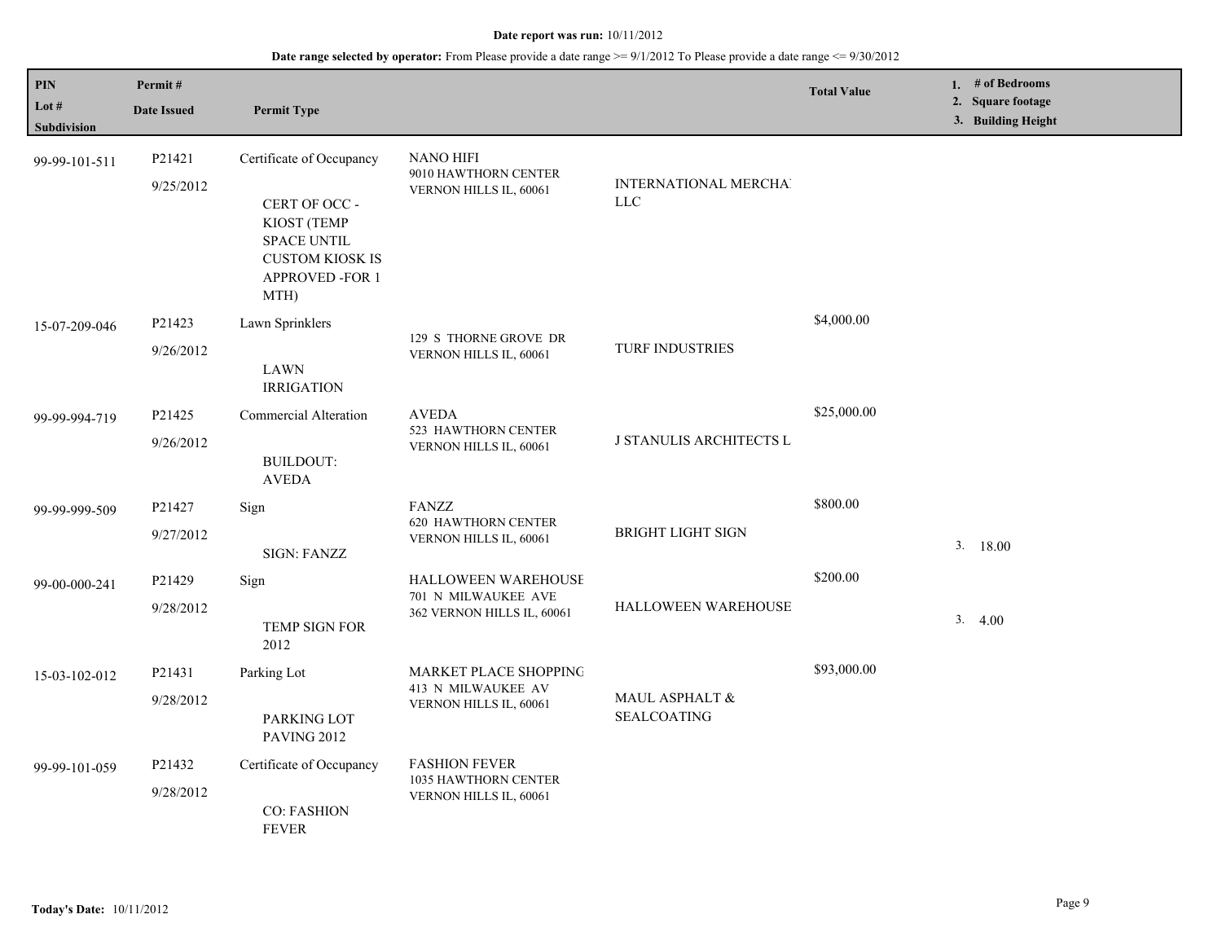**Date report was run:** 10/11/2012

**Date range selected by operator:** From Please provide a date range >= 9/1/2012 To Please provide a date range <= 9/30/2012

| PIN<br>Lot #<br>Subdivision | Permit #<br>Date Issued | Permit Type | | | Total Value | 1. # of Bedrooms<br>2. Square footage<br>3. Building Height |
|---|---|---|---|---|---|---|
| 99-99-101-511 | P21421<br>9/25/2012 | Certificate of Occupancy<br><br>CERT OF OCC - KIOST (TEMP SPACE UNTIL CUSTOM KIOSK IS APPROVED -FOR 1 MTH) | NANO HIFI<br>9010 HAWTHORN CENTER<br>VERNON HILLS IL, 60061 | INTERNATIONAL MERCHA<br>LLC | | |
| 15-07-209-046 | P21423<br>9/26/2012 | Lawn Sprinklers<br><br>LAWN IRRIGATION | 129 S THORNE GROVE DR<br>VERNON HILLS IL, 60061 | TURF INDUSTRIES | $4,000.00 | |
| 99-99-994-719 | P21425<br>9/26/2012 | Commercial Alteration<br><br>BUILDOUT: AVEDA | AVEDA<br>523 HAWTHORN CENTER<br>VERNON HILLS IL, 60061 | J STANULIS ARCHITECTS L | $25,000.00 | |
| 99-99-999-509 | P21427<br>9/27/2012 | Sign<br><br>SIGN: FANZZ | FANZZ<br>620 HAWTHORN CENTER<br>VERNON HILLS IL, 60061 | BRIGHT LIGHT SIGN | $800.00 | 3. 18.00 |
| 99-00-000-241 | P21429<br>9/28/2012 | Sign<br><br>TEMP SIGN FOR 2012 | HALLOWEEN WAREHOUSE<br>701 N MILWAUKEE AVE<br>362 VERNON HILLS IL, 60061 | HALLOWEEN WAREHOUSE | $200.00 | 3. 4.00 |
| 15-03-102-012 | P21431<br>9/28/2012 | Parking Lot<br><br>PARKING LOT PAVING 2012 | MARKET PLACE SHOPPING<br>413 N MILWAUKEE AV<br>VERNON HILLS IL, 60061 | MAUL ASPHALT & SEALCOATING | $93,000.00 | |
| 99-99-101-059 | P21432<br>9/28/2012 | Certificate of Occupancy<br><br>CO: FASHION FEVER | FASHION FEVER<br>1035 HAWTHORN CENTER<br>VERNON HILLS IL, 60061 | | | |

**Today's Date:** 10/11/2012